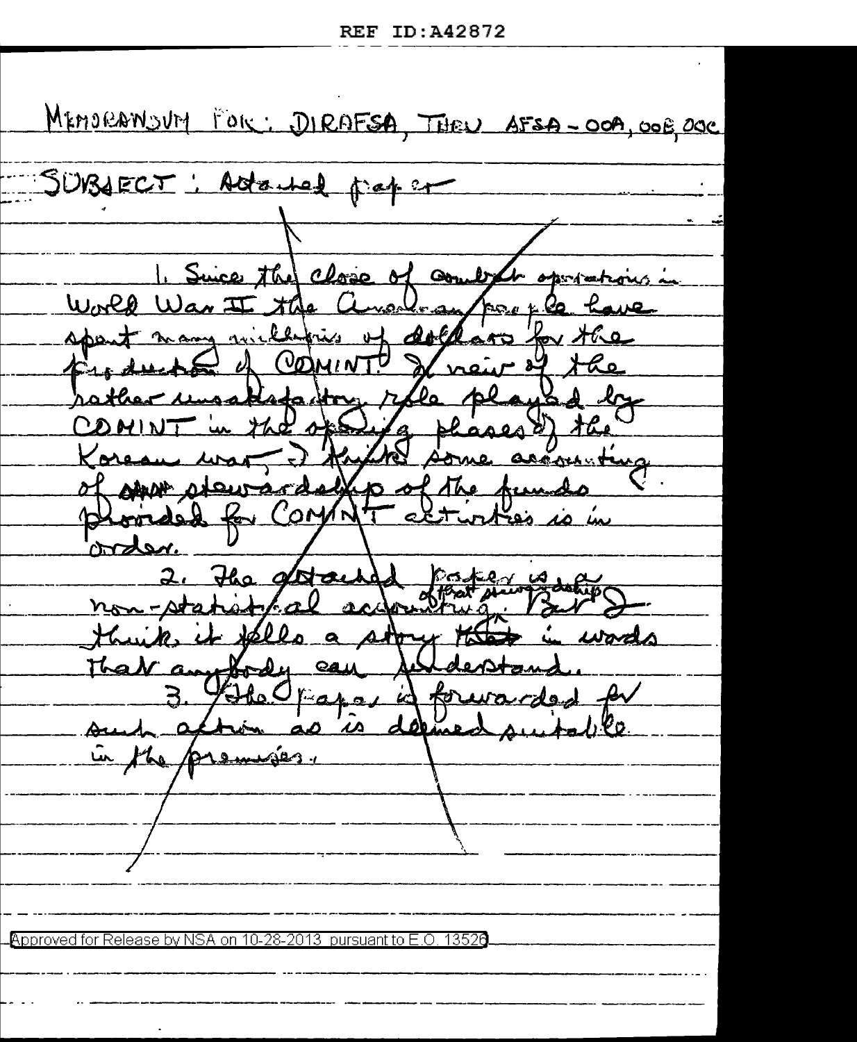MEMORANDUM FOR: DIRAFSA, THRU AFSA-00A, 00B, 00C

SUBJECT: Attached paper

1. Since the close of combat operations in World War II the American people have spent many millions of dollars for the production of COMINT. In view of the rather unsatisfactory role played by COMINT in the opening phases of the Korean war, I think some accounting of our stewardship of the funds provided for COMINT activities is in order.

2. The attached paper is a non-statistical accounting of that stewardship. But I think it tells a story in words that anybody can understand.

3. The paper is forwarded for such action as is deemed suitable in the premises.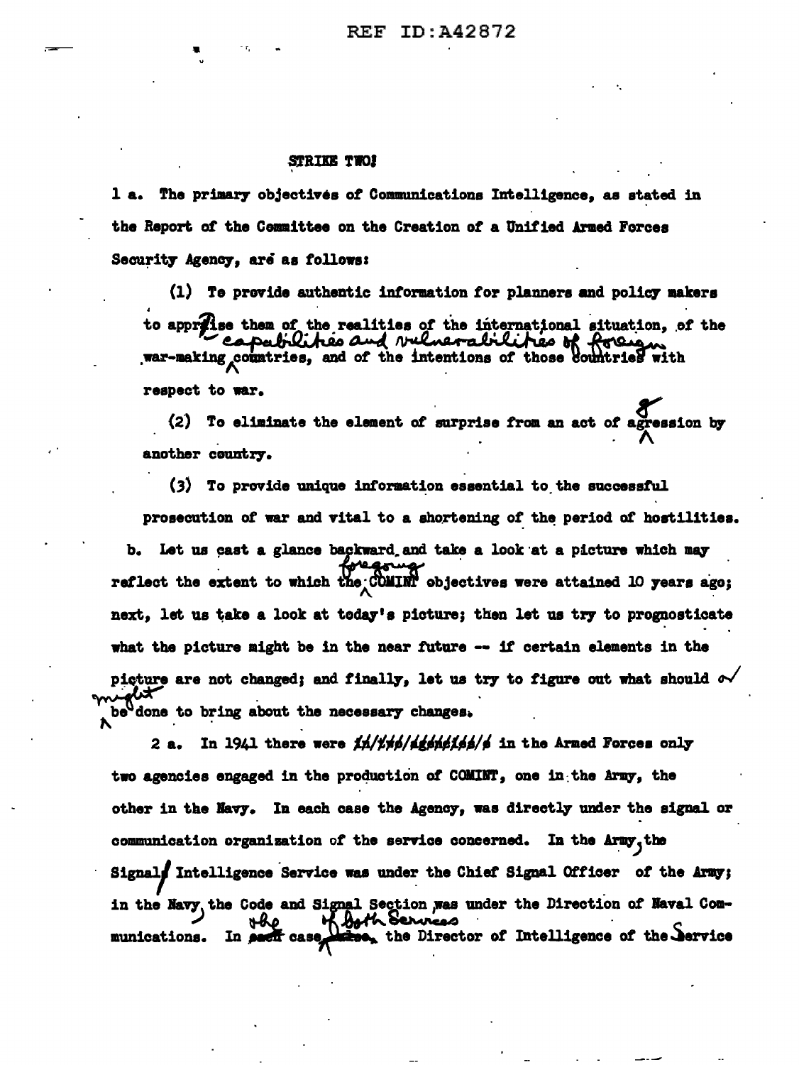## STRIKE TWO!

1 a. The primary objectives of Communications Intelligence, as stated in the Report of the Committee on the Creation of a Unified Armed Forces Security Agency, are as follows:

(1) To provide authentic information for planners and policy makers to apprise them of the realities of the international situation, of the capabilities and vulnerabilities of foreign war-making countries, and of the intentions of those countries with respect to war.

(2) To eliminate the element of surprise from an act of aggression by another country.

(3) To provide unique information essential to the successful prosecution of war and vital to a shortening of the period of hostilities.

b. Let us cast a glance backward and take a look at a picture which may reflect the extent to which the foregoing COMINT objectives were attained 10 years ago; next, let us take a look at today's picture; then let us try to prognosticate what the picture might be in the near future -- if certain elements in the picture are not changed; and finally, let us try to figure out what should or might be done to bring about the necessary changes.

2 a. In 1941 there were in the Armed Forces only two agencies engaged in the production of COMINT, one in the Army, the other in the Navy. In each case the Agency, was directly under the signal or communication organization of the service concerned. In the Army, the Signal Intelligence Service was under the Chief Signal Officer of the Army; in the Navy, the Code and Signal Section was under the Direction of Naval Communications. In the case of both Services, the Director of Intelligence of the Service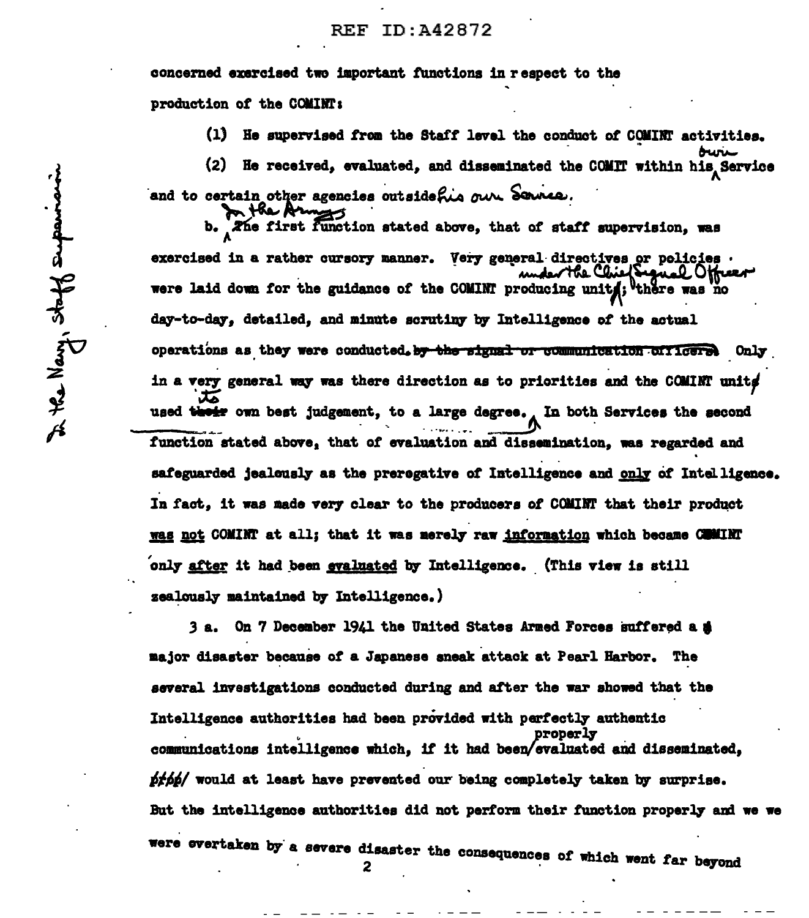concerned exercised two important functions in respect to the production of the COMINT:

(1) He supervised from the Staff level the conduct of COMINT activities.

(2) He received, evaluated, and disseminated the COMINT within his own Service and to certain other agencies outside his own Service.

b. In the Army the first function stated above, that of staff supervision, was exercised in a rather cursory manner. Very general directives or policies were laid down for the guidance of the COMINT producing unit under the Chief Signal Officer; there was no day-to-day, detailed, and minute scrutiny by Intelligence of the actual operations as they were conducted. ~~by the signal or communication officers.~~ Only in a very general way was there direction as to priorities and the COMINT unit used its own best judgement, to a large degree. In the Navy, staff supervision ... In both Services the second function stated above, that of evaluation and dissemination, was regarded and safeguarded jealously as the prerogative of Intelligence and only of Intelligence. In fact, it was made very clear to the producers of COMINT that their product was not COMINT at all; that it was merely raw information which became COMINT only after it had been evaluated by Intelligence. (This view is still zealously maintained by Intelligence.)

3 a. On 7 December 1941 the United States Armed Forces suffered a major disaster because of a Japanese sneak attack at Pearl Harbor. The several investigations conducted during and after the war showed that the Intelligence authorities had been provided with perfectly authentic communications intelligence which, if it had been properly evaluated and disseminated, would at least have prevented our being completely taken by surprise. But the intelligence authorities did not perform their function properly and we were overtaken by a severe disaster the consequences of which went far beyond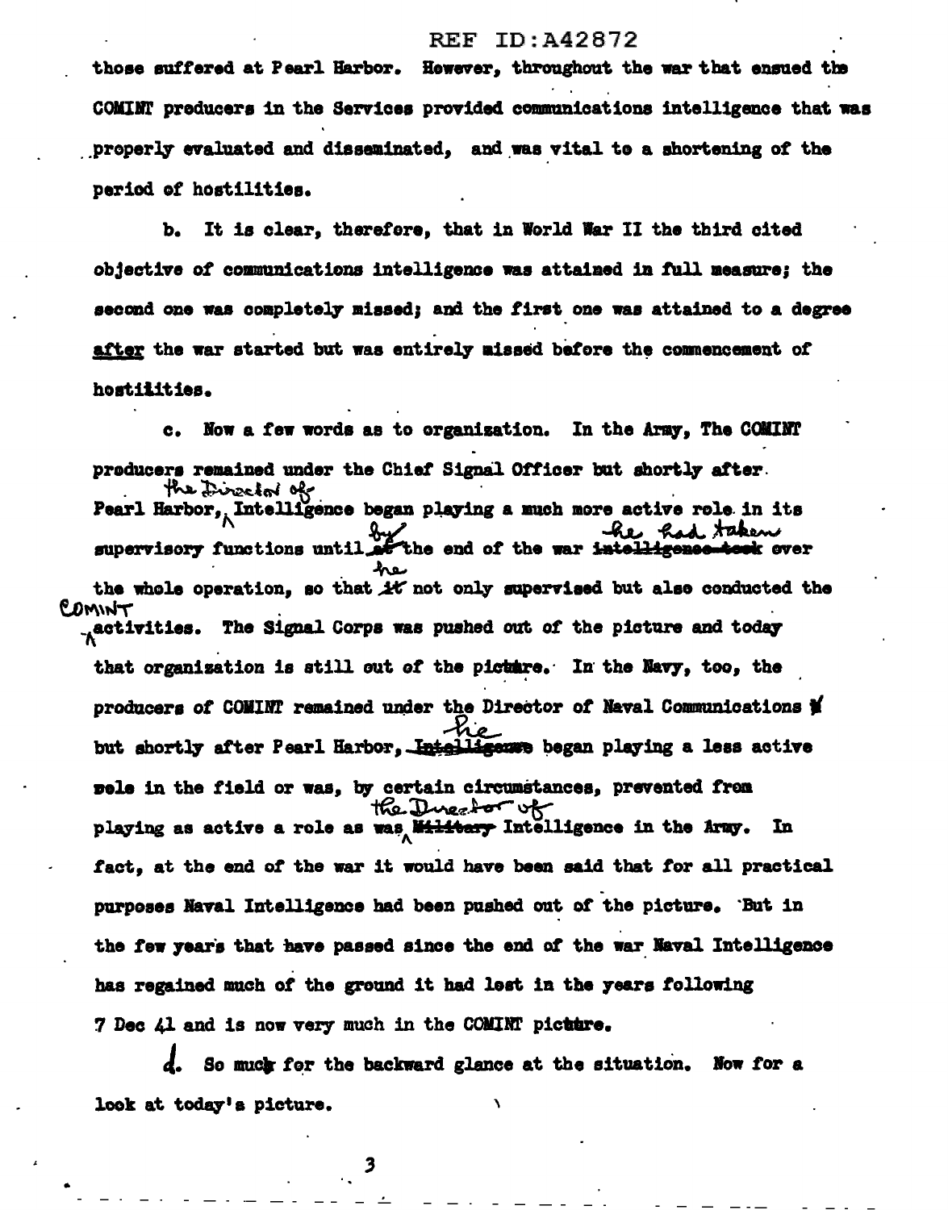those suffered at Pearl Harbor. However, throughout the war that ensued the COMINT producers in the Services provided communications intelligence that was properly evaluated and disseminated, and was vital to a shortening of the period of hostilities.

b. It is clear, therefore, that in World War II the third cited objective of communications intelligence was attained in full measure; the second one was completely missed; and the first one was attained to a degree _after_ the war started but was entirely missed before the commencement of hostilities.

c. Now a few words as to organization. In the Army, The COMINT producers remained under the Chief Signal Officer but shortly after Pearl Harbor, the Director of Intelligence began playing a much more active role in its supervisory functions until by the end of the war he had taken over the whole operation, so that he not only supervised but also conducted the COMINT activities. The Signal Corps was pushed out of the picture and today that organization is still out of the picture. In the Navy, too, the producers of COMINT remained under the Director of Naval Communications but shortly after Pearl Harbor, he began playing a less active role in the field or was, by certain circumstances, prevented from playing as active a role as was the Director of Intelligence in the Army. In fact, at the end of the war it would have been said that for all practical purposes Naval Intelligence had been pushed out of the picture. But in the few years that have passed since the end of the war Naval Intelligence has regained much of the ground it had lost in the years following 7 Dec 41 and is now very much in the COMINT picture.

d. So much for the backward glance at the situation. Now for a look at today's picture.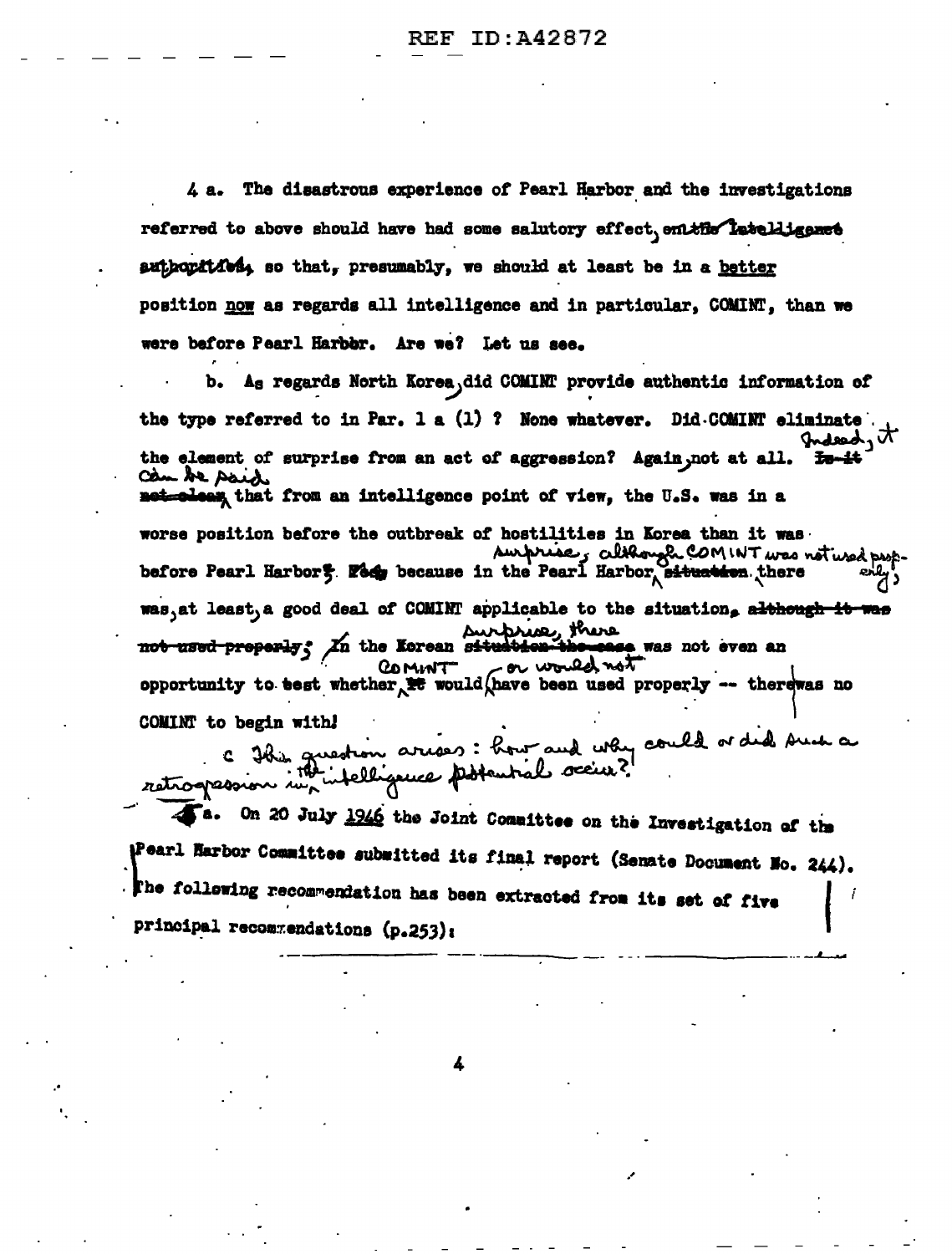4 a. The disastrous experience of Pearl Harbor and the investigations referred to above should have had some salutory effect, on the intelligence authorities, so that, presumably, we should at least be in a better position now as regards all intelligence and in particular, COMINT, than we were before Pearl Harbor. Are we? Let us see.

b. As regards North Korea, did COMINT provide authentic information of the type referred to in Par. 1 a (1) ? None whatever. Did COMINT eliminate the element of surprise from an act of aggression? Again, not at all. Indeed, it can be said that from an intelligence point of view, the U.S. was in a worse position before the outbreak of hostilities in Korea than it was before Pearl Harbor, because in the Pearl Harbor surprise, although COMINT was not used properly, there was, at least, a good deal of COMINT applicable to the situation. In the Korean surprise, there was not even an opportunity to test whether COMINT would or would not have been used properly -- there was no COMINT to begin with!

c. The question arises: how and why could or did such a retrogression in the intelligence potential occur?

5 a. On 20 July 1946 the Joint Committee on the Investigation of the Pearl Harbor Committee submitted its final report (Senate Document No. 244). The following recommendation has been extracted from its set of five principal recommendations (p.253):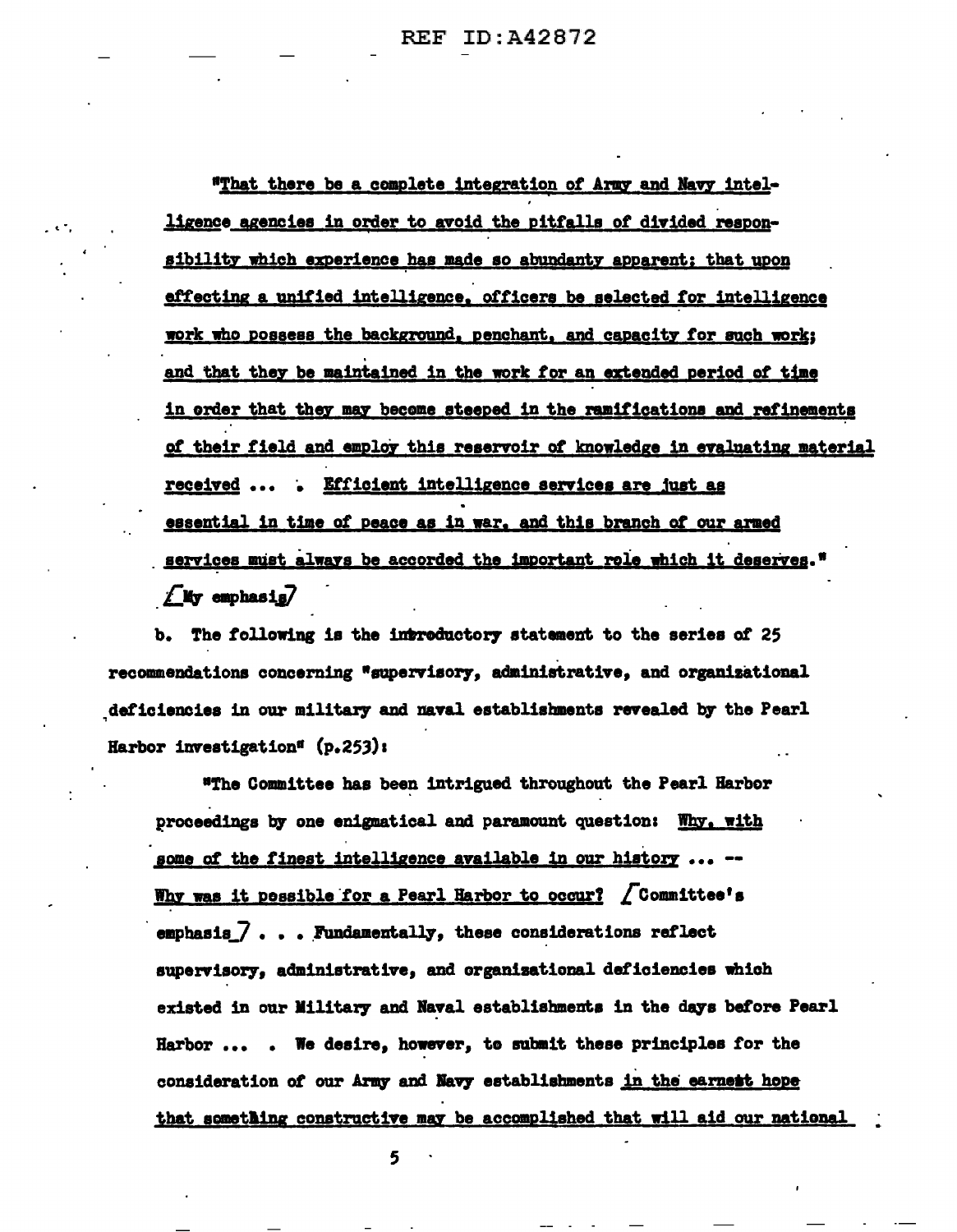"That there be a complete integration of Army and Navy intelligence agencies in order to avoid the pitfalls of divided responsibility which experience has made so abundanty apparent; that upon effecting a unified intelligence, officers be selected for intelligence work who possess the background, penchant, and capacity for such work; and that they be maintained in the work for an extended period of time in order that they may become steeped in the ramifications and refinements of their field and employ this reservoir of knowledge in evaluating material received ... . Efficient intelligence services are just as essential in time of peace as in war, and this branch of our armed services must always be accorded the important role which it deserves." [My emphasis]

b. The following is the introductory statement to the series of 25 recommendations concerning "supervisory, administrative, and organizational deficiencies in our military and naval establishments revealed by the Pearl Harbor investigation" (p.253):

"The Committee has been intrigued throughout the Pearl Harbor proceedings by one enigmatical and paramount question: Why, with some of the finest intelligence available in our history ... -- Why was it possible for a Pearl Harbor to occur? [Committee's emphasis] . . . Fundamentally, these considerations reflect supervisory, administrative, and organizational deficiencies which existed in our Military and Naval establishments in the days before Pearl Harbor ... . We desire, however, to submit these principles for the consideration of our Army and Navy establishments in the earnest hope that something constructive may be accomplished that will aid our national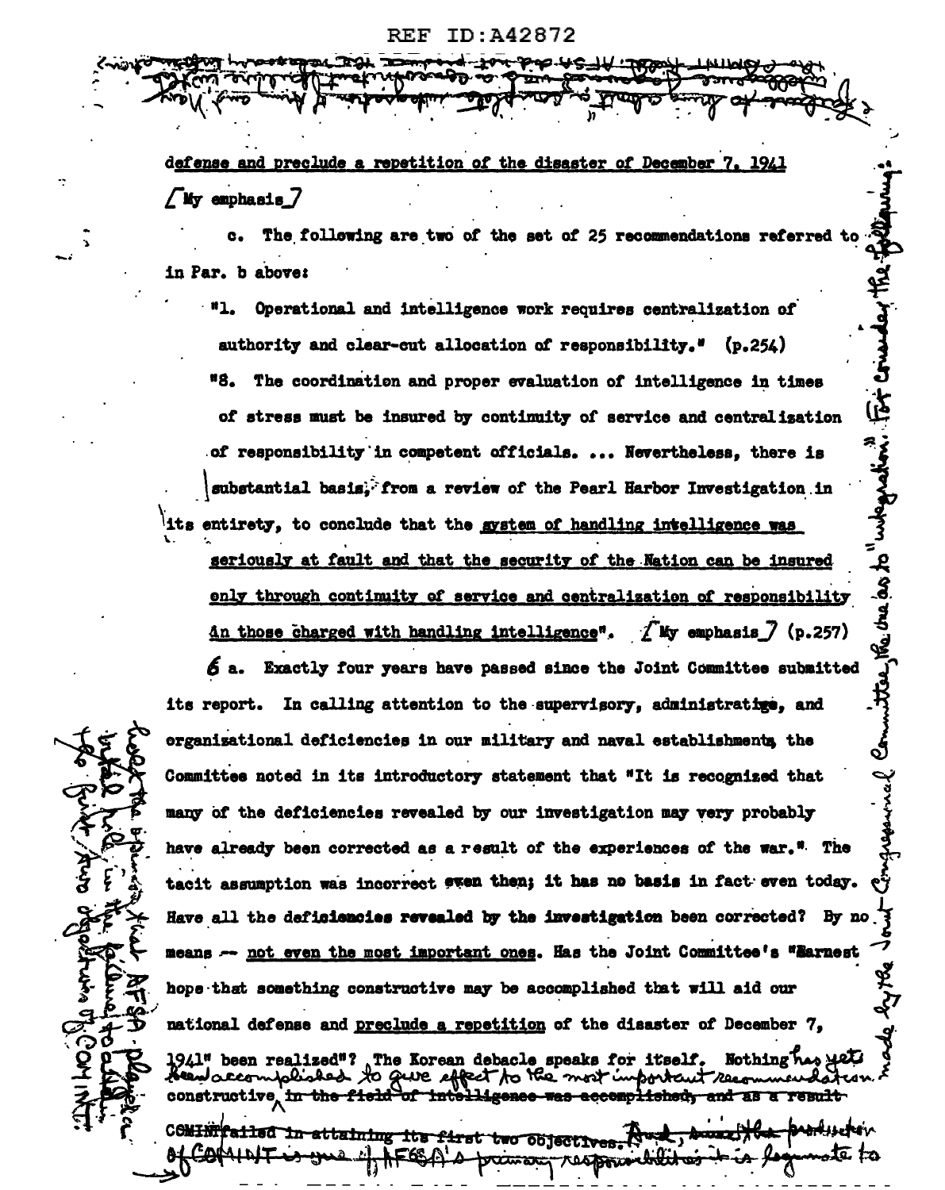REF ID:A42872

defense and preclude a repetition of the disaster of December 7, 1941

[My emphasis]

c. The following are two of the set of 25 recommendations referred to in Par. b above:

"1. Operational and intelligence work requires centralization of authority and clear-cut allocation of responsibility." (p.254)

"8. The coordination and proper evaluation of intelligence in times of stress must be insured by continuity of service and centralization of responsibility in competent officials. ... Nevertheless, there is substantial basis, from a review of the Pearl Harbor Investigation in its entirety, to conclude that the system of handling intelligence was seriously at fault and that the security of the Nation can be insured only through continuity of service and centralization of responsibility in those charged with handling intelligence". [My emphasis] (p.257)

6 a. Exactly four years have passed since the Joint Committee submitted its report. In calling attention to the supervisory, administrative, and organizational deficiencies in our military and naval establishments the Committee noted in its introductory statement that "It is recognized that many of the deficiencies revealed by our investigation may very probably have already been corrected as a result of the experiences of the war." The tacit assumption was incorrect even then; it has no basis in fact even today. Have all the deficiencies revealed by the investigation been corrected? By no means -- not even the most important ones. Has the Joint Committee's "Earnest hope that something constructive may be accomplished that will aid our national defense and preclude a repetition of the disaster of December 7, 1941" been realized"? The Korean debacle speaks for itself. Nothing has yet been accomplished to give effect to the most important recommendation ~~constructive in the field of intelligence was accomplished, and as a result COMINT failed in attaining its first two objectives.~~ And, since the production of COMINT is one of AFSA's primary responsibilities it is legitimate to

made by the Joint Congressional Committee, the one as to "integration." For consider the following:

held the opinion that AFSA played a full role in the failure to attain the first two objectives of COMINT.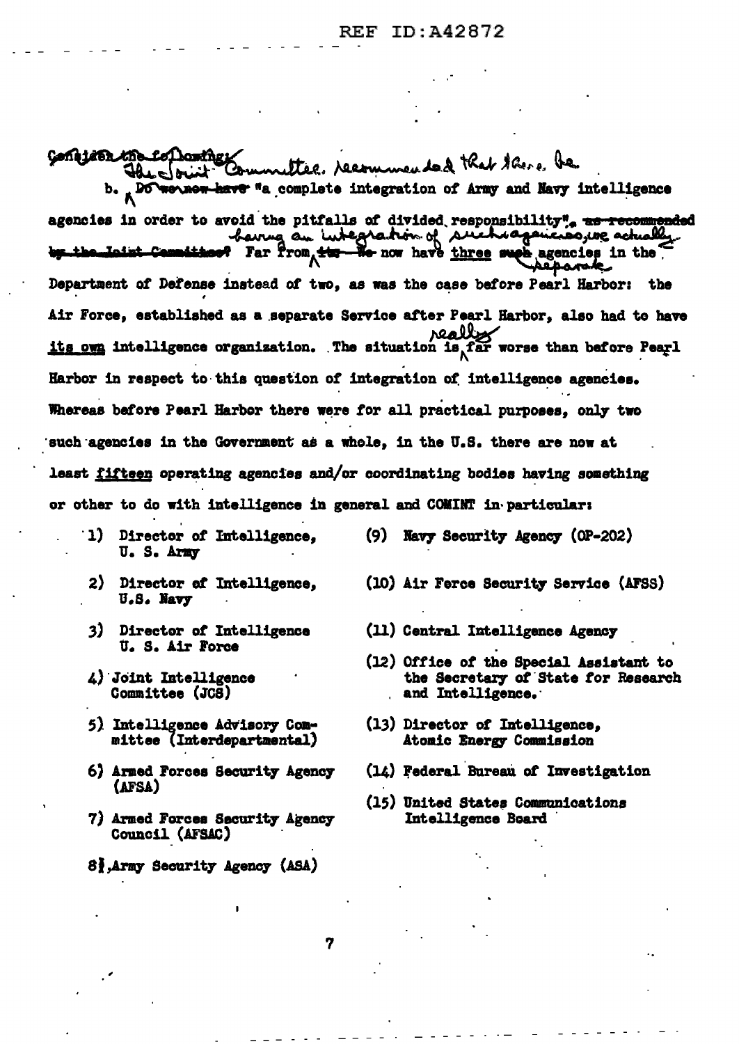b. The Joint Committee recommended that there be "a complete integration of Army and Navy intelligence agencies in order to avoid the pitfalls of divided responsibility". Far from having an integration of such agencies, we actually now have three separate agencies in the Department of Defense instead of two, as was the case before Pearl Harbor: the Air Force, established as a separate Service after Pearl Harbor, also had to have its own intelligence organization. The situation is really far worse than before Pearl Harbor in respect to this question of integration of intelligence agencies. Whereas before Pearl Harbor there were for all practical purposes, only two such agencies in the Government as a whole, in the U.S. there are now at least fifteen operating agencies and/or coordinating bodies having something or other to do with intelligence in general and COMINT in particular:

1) Director of Intelligence, U. S. Army
2) Director of Intelligence, U.S. Navy
3) Director of Intelligence U. S. Air Force
4) Joint Intelligence Committee (JCS)
5) Intelligence Advisory Committee (Interdepartmental)
6) Armed Forces Security Agency (AFSA)
7) Armed Forces Security Agency Council (AFSAC)
8) Army Security Agency (ASA)
9) Navy Security Agency (OP-202)
10) Air Force Security Service (AFSS)
11) Central Intelligence Agency
12) Office of the Special Assistant to the Secretary of State for Research and Intelligence.
13) Director of Intelligence, Atomic Energy Commission
14) Federal Bureau of Investigation
15) United States Communications Intelligence Board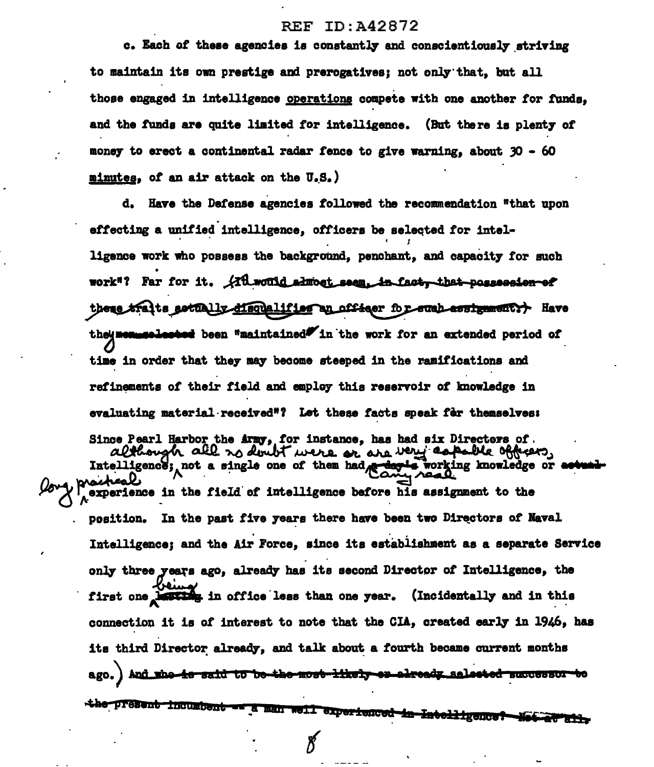c. Each of these agencies is constantly and conscientiously striving to maintain its own prestige and prerogatives; not only that, but all those engaged in intelligence <u>operations</u> compete with one another for funds, and the funds are quite limited for intelligence. (But there is plenty of money to erect a continental radar fence to give warning, about 30 - 60 <u>minutes</u>, of an air attack on the U.S.)

d. Have the Defense agencies followed the recommendation "that upon effecting a unified intelligence, officers be selected for intelligence work who possess the background, penchant, and capacity for such work"? Far for it. ~~(It would almost seem, in fact, that possession of these traits actually disqualifies an officer for such assignment.)~~ Have they ~~men selected~~ been "maintained" in the work for an extended period of time in order that they may become steeped in the ramifications and refinements of their field and employ this reservoir of knowledge in evaluating material received"? Let these facts speak for themselves: Since Pearl Harbor the Army, for instance, has had six Directors of Intelligence; although all no doubt were or are very capable officers, not a single one of them had ~~a day's~~ any real working knowledge or ~~actual~~ long practical experience in the field of intelligence before his assignment to the position. In the past five years there have been two Directors of Naval Intelligence; and the Air Force, since its establishment as a separate Service only three years ago, already has its second Director of Intelligence, the first one ~~lasting~~ being in office less than one year. (Incidentally and in this connection it is of interest to note that the CIA, created early in 1946, has its third Director already, and talk about a fourth became current months ago.) ~~And who is said to be the most likely or already selected successor to the present incumbent -- a man well experienced in Intelligence? Not at all.~~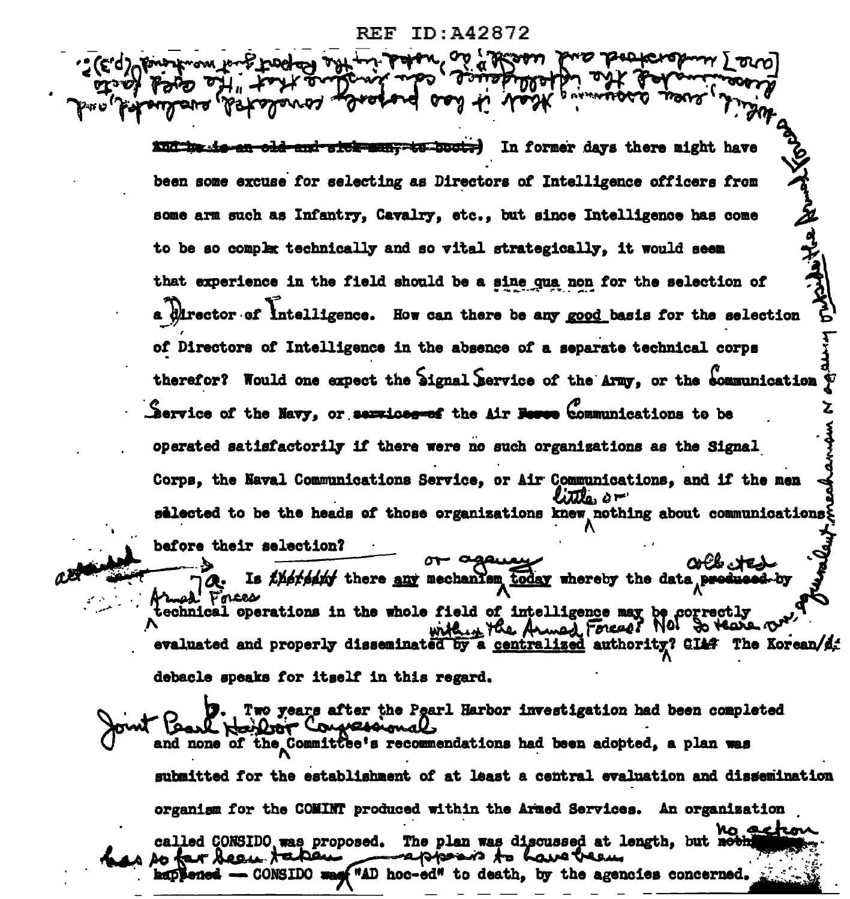REF ID:A42872

~~And he is an old and sick man, to boot.)~~ In former days there might have been some excuse for selecting as Directors of Intelligence officers from some arm such as Infantry, Cavalry, etc., but since Intelligence has come to be so complex technically and so vital strategically, it would seem that experience in the field should be a sine qua non for the selection of a Director of Intelligence. How can there be any good basis for the selection of Directors of Intelligence in the absence of a separate technical corps therefor? Would one expect the Signal Service of the Army, or the Communication Service of the Navy, or ~~services of~~ the Air ~~Force~~ Communications to be operated satisfactorily if there were no such organizations as the Signal Corps, the Naval Communications Service, or Air Communications, and if the men selected to be the heads of those organizations knew little or nothing about communications before their selection?

7a. Is ~~there now~~ there any mechanism or agency today whereby the data ~~produced by~~ collected by Armed Forces technical operations in the whole field of intelligence may be correctly evaluated and properly disseminated within the Armed Forces? No! So there are no equivalent mechanisms outside the Armed Forces by a centralized authority? CIA? The Korean/... debacle speaks for itself in this regard.

b. Two years after the Pearl Harbor investigation had been completed and none of the Joint Pearl Harbor Congressional Committee's recommendations had been adopted, a plan was submitted for the establishment of at least a central evaluation and dissemination organism for the COMINT produced within the Armed Services. An organization called CONSIDO was proposed. The plan was discussed at length, but ~~nothing~~ no action has so far been taken ~~happened~~ — CONSIDO ~~was~~ appears to have been "AD hoc-ed" to death, by the agencies concerned.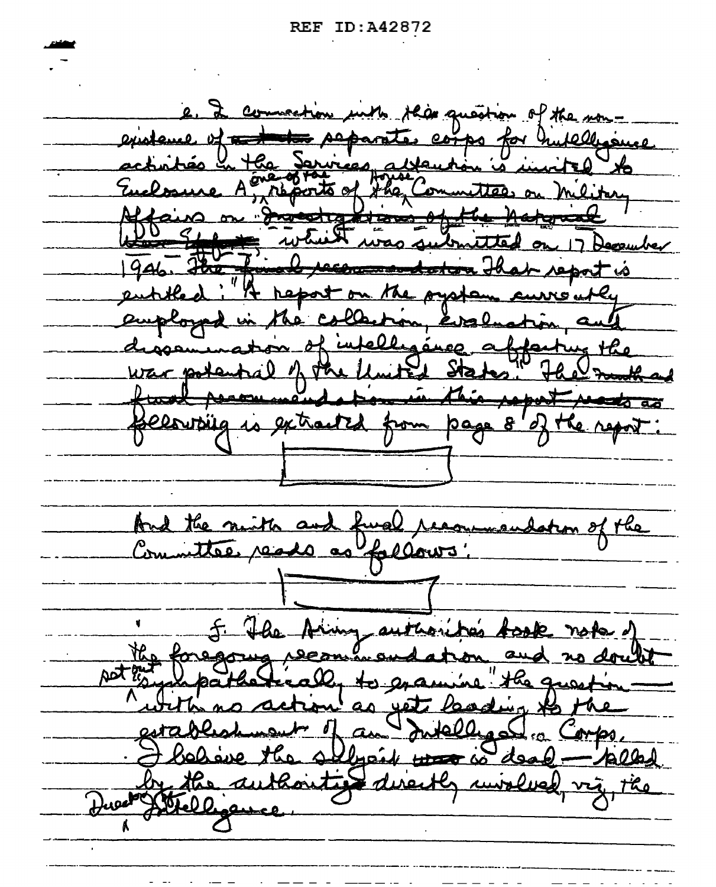e. In connection with the question of the non-existence of ~~a~~ separate corps for intelligence activities in the Services, attention is invited to Enclosure A, one of the reports of the House Committee on Military Affairs on "~~Investigations of the National War Efforts~~" which was submitted on 17 December 1946. ~~The final recommendation~~ That report is entitled: "A report on the system currently employed in the collection, evaluation, and dissemination of intelligence affecting the war potential of the United States." The ~~ninth and final recommendation in this report reads as~~ following is extracted from page 8 of the report:

[ ]

And the ninth and final recommendation of the Committee reads as follows:

[ ]

f. The Army authorities took note of the foregoing recommendation and no doubt set out "sympathetically to examine" the question — with no action as yet leading to the establishment of an Intelligence Corps. I believe the subject ~~was~~ is dead — killed by the authorities directly involved, viz, the Director of Intelligence.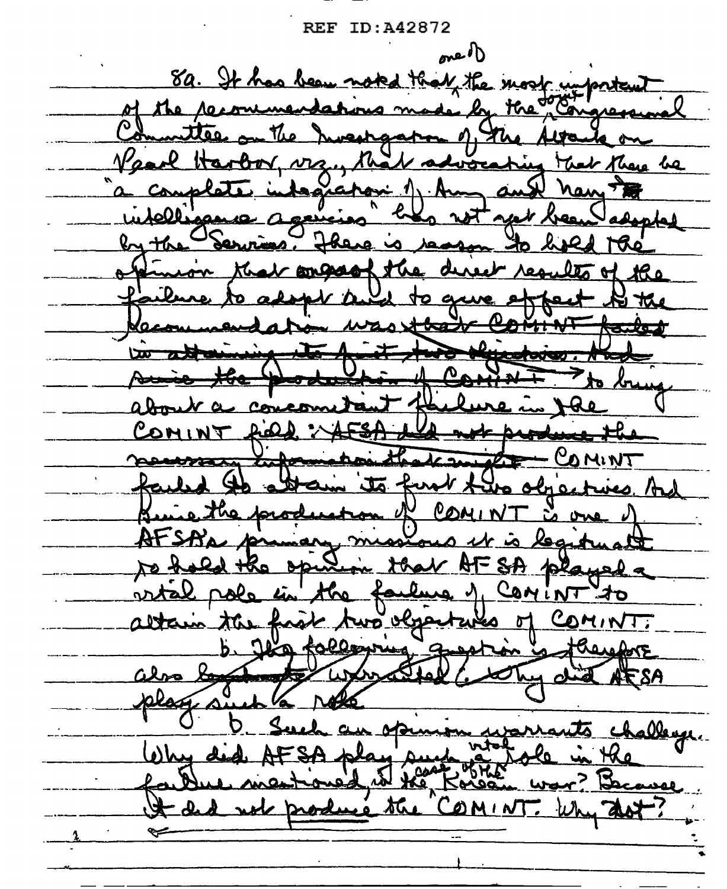REF ID:A42872

8a. It has been noted that one of the most important of the recommendations made by the joint Congressional Committee on the Investigation of the Attack on Pearl Harbor, viz., that advocating that there be "a complete integration of Army and Navy intelligence agencies" has not yet been adopted by the Services. There is reason to hold the opinion that one of the direct results of the failure to adopt and to give effect to the recommendation was ~~that COMINT failed in attaining its first two objectives. And since the production of COMINT~~ to bring about a concomitant failure in the COMINT field: ~~AFSA did not produce the necessary information that might~~ COMINT failed to attain its first two objectives. And since the production of COMINT is one of AFSA's primary missions it is legitimate to hold the opinion that AFSA played a vital role in the failure of COMINT to attain the first two objectives of COMINT.

~~b. The following question is therefore also legitimate warranted. Why did AFSA play such a role~~

b. Such an opinion warrants challenge. Why did AFSA play such a vital role in the failure mentioned, in the case of the Korean war? Because it did not produce the COMINT. Why not?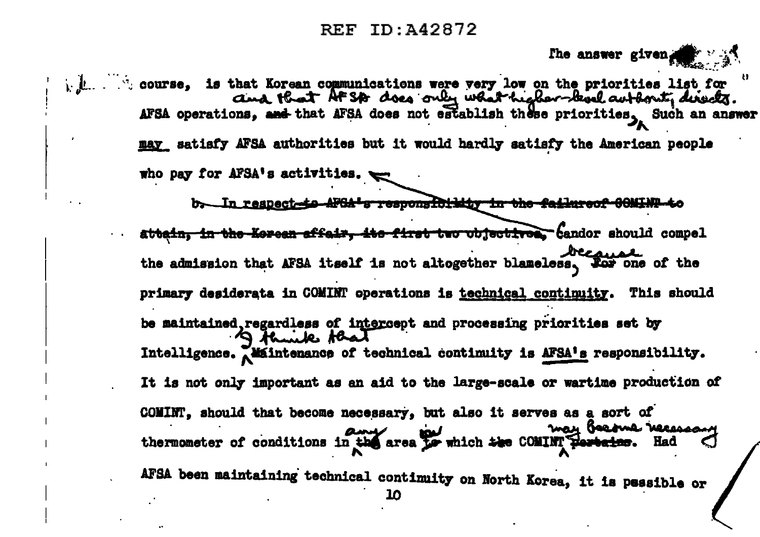The answer given, of course, is that Korean communications were very low on the priorities list for AFSA operations, and that AFSA does not establish these priorities, and that AFSA does only what higher-level authority directs. Such an answer may satisfy AFSA authorities but it would hardly satisfy the American people who pay for AFSA's activities.

~~b. In respect to AFSA's responsibility in the failure of COMINT to attain, in the Korean affair, its first two objectives,~~ Candor should compel the admission that AFSA itself is not altogether blameless, because one of the primary desiderata in COMINT operations is technical continuity. This should be maintained regardless of intercept and processing priorities set by Intelligence. I think that Maintenance of technical continuity is AFSA's responsibility. It is not only important as an aid to the large-scale or wartime production of COMINT, should that become necessary, but also it serves as a sort of thermometer of conditions in any area for which COMINT may become necessary. Had AFSA been maintaining technical continuity on North Korea, it is possible or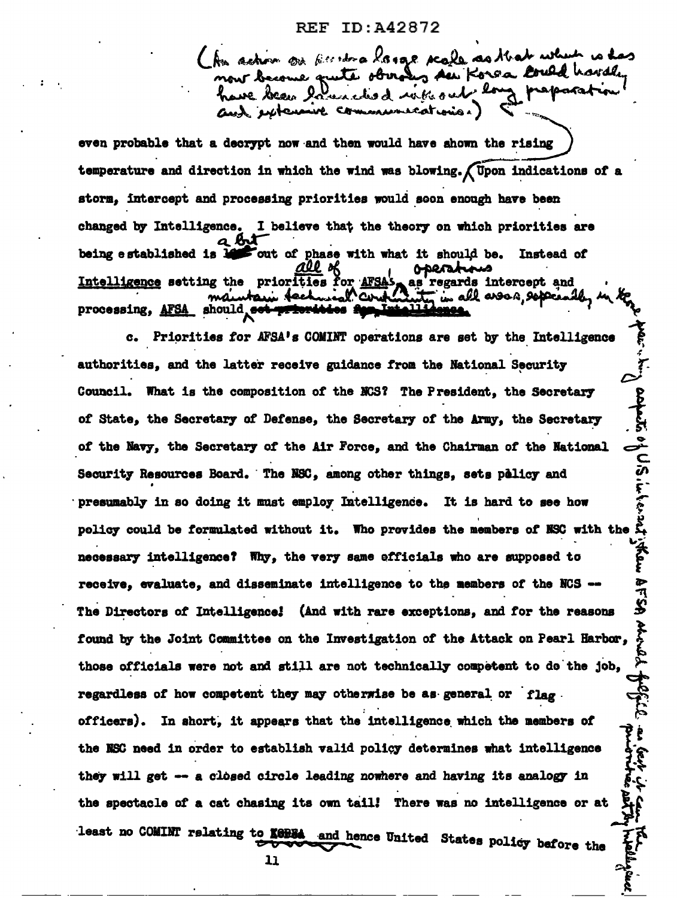(An action on such a large scale as that which is has now become quite obvious in Korea could hardly have been launched without long preparation and extensive communications.)

even probable that a decrypt now and then would have shown the rising temperature and direction in which the wind was blowing. Upon indications of a storm, intercept and processing priorities would soon enough have been changed by Intelligence. I believe that the theory on which priorities are being established is a bit out of phase with what it should be. Instead of Intelligence setting the all of priorities for AFSA's operations as regards intercept and processing, AFSA should maintain technical continuity in all areas, especially in those pertaining aspects of U.S. interest, then AFSA should fulfill as best it can the priorities set by Intelligence.

c. Priorities for AFSA's COMINT operations are set by the Intelligence authorities, and the latter receive guidance from the National Security Council. What is the composition of the NCS? The President, the Secretary of State, the Secretary of Defense, the Secretary of the Army, the Secretary of the Navy, the Secretary of the Air Force, and the Chairman of the National Security Resources Board. The NSC, among other things, sets policy and presumably in so doing it must employ Intelligence. It is hard to see how policy could be formulated without it. Who provides the members of NSC with the necessary intelligence? Why, the very same officials who are supposed to receive, evaluate, and disseminate intelligence to the members of the NCS -- The Directors of Intelligence! (And with rare exceptions, and for the reasons found by the Joint Committee on the Investigation of the Attack on Pearl Harbor, those officials were not and still are not technically competent to do the job, regardless of how competent they may otherwise be as general or flag officers). In short, it appears that the intelligence which the members of the NSC need in order to establish valid policy determines what intelligence they will get -- a closed circle leading nowhere and having its analogy in the spectacle of a cat chasing its own tail! There was no intelligence or at least no COMINT relating to KOREA and hence United States policy before the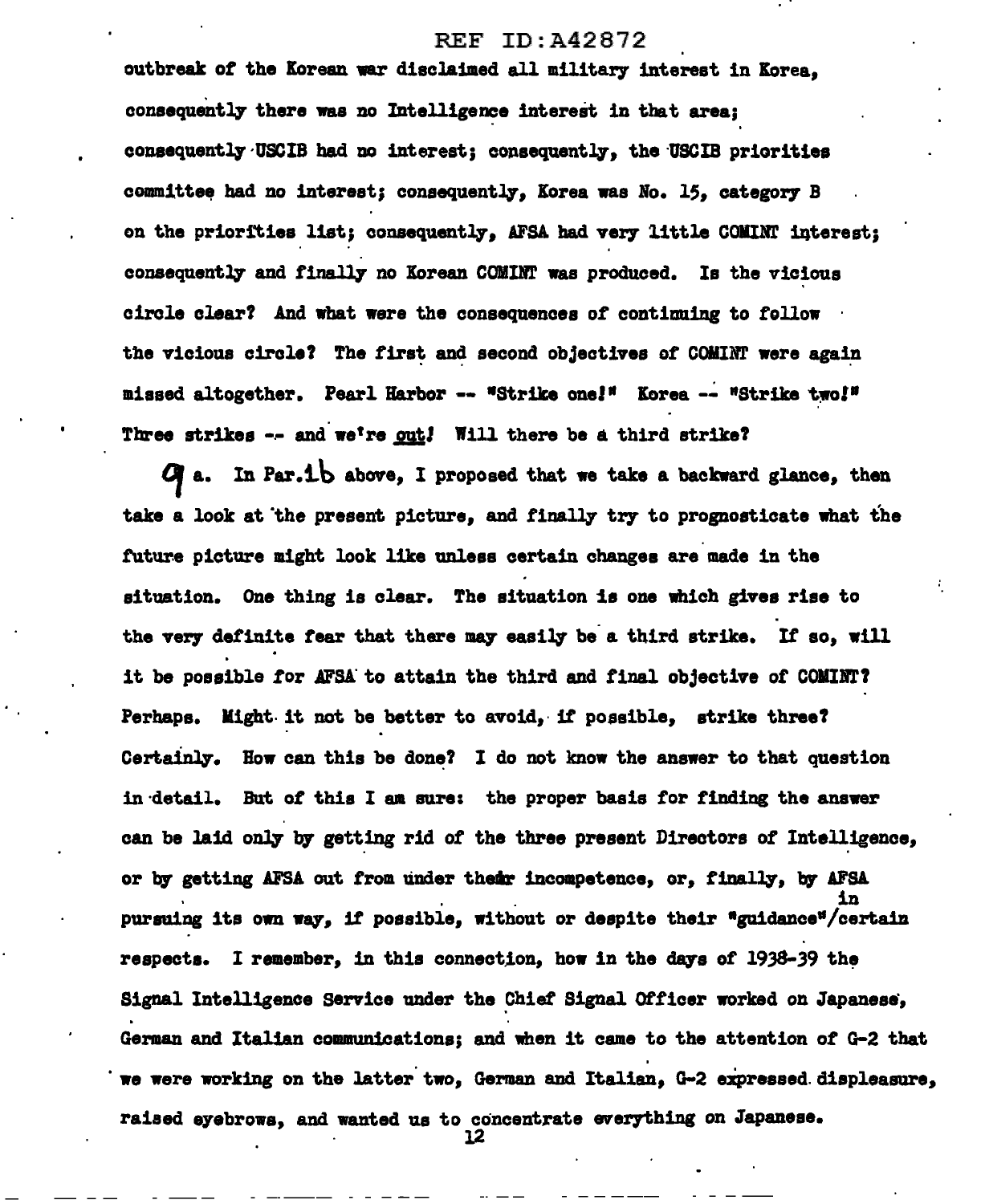outbreak of the Korean war disclaimed all military interest in Korea, consequently there was no Intelligence interest in that area; consequently USCIB had no interest; consequently, the USCIB priorities committee had no interest; consequently, Korea was No. 15, category B on the priorities list; consequently, AFSA had very little COMINT interest; consequently and finally no Korean COMINT was produced. Is the vicious circle clear? And what were the consequences of continuing to follow the vicious circle? The first and second objectives of COMINT were again missed altogether. Pearl Harbor -- "Strike one!" Korea -- "Strike two!" Three strikes -- and we're out! Will there be a third strike?

9 a. In Par. 1b above, I proposed that we take a backward glance, then take a look at the present picture, and finally try to prognosticate what the future picture might look like unless certain changes are made in the situation. One thing is clear. The situation is one which gives rise to the very definite fear that there may easily be a third strike. If so, will it be possible for AFSA to attain the third and final objective of COMINT? Perhaps. Might it not be better to avoid, if possible, strike three? Certainly. How can this be done? I do not know the answer to that question in detail. But of this I am sure: the proper basis for finding the answer can be laid only by getting rid of the three present Directors of Intelligence, or by getting AFSA out from under their incompetence, or, finally, by AFSA pursuing its own way, if possible, without or despite their "guidance" in certain respects. I remember, in this connection, how in the days of 1938-39 the Signal Intelligence Service under the Chief Signal Officer worked on Japanese, German and Italian communications; and when it came to the attention of G-2 that we were working on the latter two, German and Italian, G-2 expressed displeasure, raised eyebrows, and wanted us to concentrate everything on Japanese.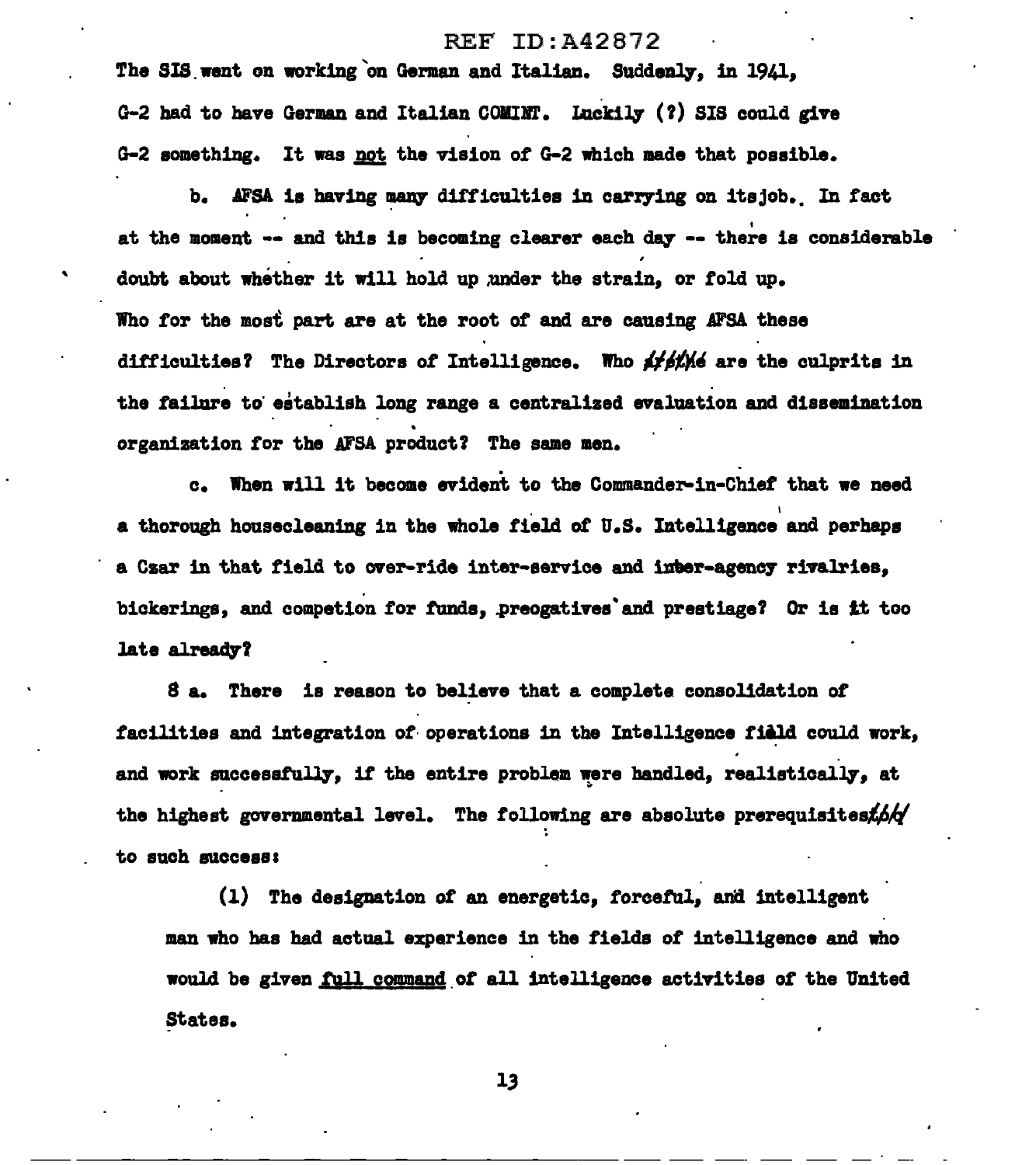The SIS went on working on German and Italian. Suddenly, in 1941, G-2 had to have German and Italian COMINT. Luckily (?) SIS could give G-2 something. It was <u>not</u> the vision of G-2 which made that possible.

b. AFSA is having many difficulties in carrying on itsjob. In fact at the moment -- and this is becoming clearer each day -- there is considerable doubt about whether it will hold up under the strain, or fold up. Who for the most part are at the root of and are causing AFSA these difficulties? The Directors of Intelligence. Who ~~are the~~ are the culprits in the failure to establish long range a centralized evaluation and dissemination organization for the AFSA product? The same men.

c. When will it become evident to the Commander-in-Chief that we need a thorough housecleaning in the whole field of U.S. Intelligence and perhaps a Czar in that field to over-ride inter-service and inter-agency rivalries, bickerings, and competion for funds, preogatives and prestiage? Or is it too late already?

8 a. There is reason to believe that a complete consolidation of facilities and integration of operations in the Intelligence field could work, and work successfully, if the entire problem were handled, realistically, at the highest governmental level. The following are absolute prerequisites~~to~~ to such success:

(1) The designation of an energetic, forceful, and intelligent man who has had actual experience in the fields of intelligence and who would be given <u>full command</u> of all intelligence activities of the United States.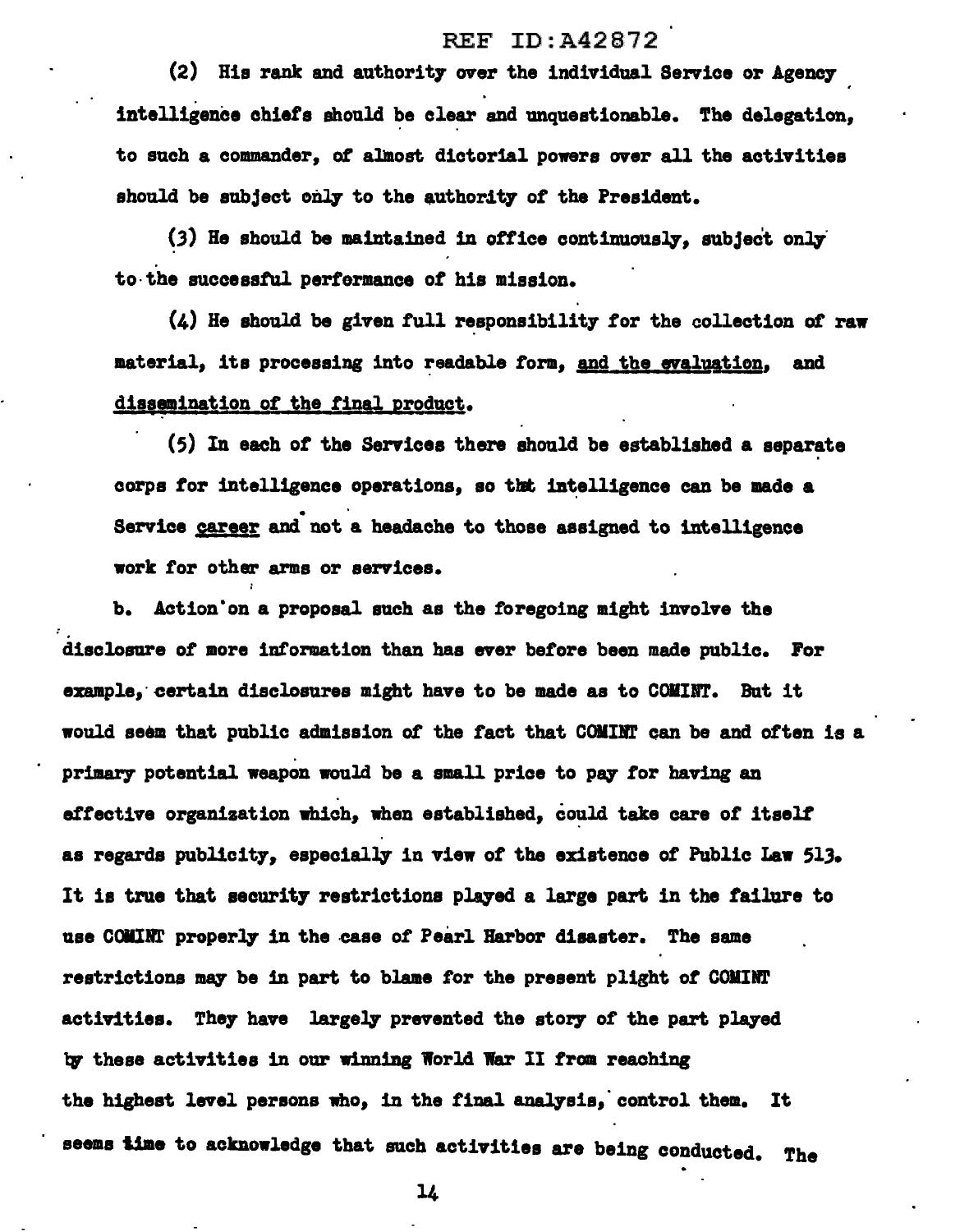(2) His rank and authority over the individual Service or Agency intelligence chiefs should be clear and unquestionable. The delegation, to such a commander, of almost dictorial powers over all the activities should be subject only to the authority of the President.

(3) He should be maintained in office continuously, subject only to the successful performance of his mission.

(4) He should be given full responsibility for the collection of raw material, its processing into readable form, <u>and the evaluation</u>, and <u>dissemination of the final product</u>.

(5) In each of the Services there should be established a separate corps for intelligence operations, so tht intelligence can be made a Service <u>career</u> and not a headache to those assigned to intelligence work for other arms or services.

b. Action on a proposal such as the foregoing might involve the disclosure of more information than has ever before been made public. For example, certain disclosures might have to be made as to COMINT. But it would seem that public admission of the fact that COMINT can be and often is a primary potential weapon would be a small price to pay for having an effective organization which, when established, could take care of itself as regards publicity, especially in view of the existence of Public Law 513. It is true that security restrictions played a large part in the failure to use COMINT properly in the case of Pearl Harbor disaster. The same restrictions may be in part to blame for the present plight of COMINT activities. They have largely prevented the story of the part played by these activities in our winning World War II from reaching the highest level persons who, in the final analysis, control them. It seems time to acknowledge that such activities are being conducted. The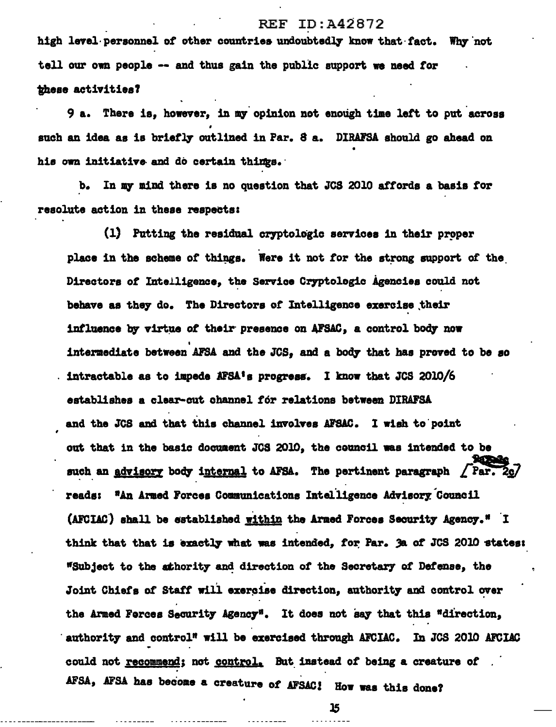high level personnel of other countries undoubtedly know that fact. Why not tell our own people -- and thus gain the public support we need for these activities?

9 a. There is, however, in my opinion not enough time left to put across such an idea as is briefly outlined in Par. 8 a. DIRAFSA should go ahead on his own initiative and do certain things.

b. In my mind there is no question that JCS 2010 affords a basis for resolute action in these respects:

(1) Putting the residual cryptologic services in their proper place in the scheme of things. Were it not for the strong support of the Directors of Intelligence, the Service Cryptologic Agencies could not behave as they do. The Directors of Intelligence exercise their influence by virtue of their presence on AFSAC, a control body now intermediate between AFSA and the JCS, and a body that has proved to be so intractable as to impede AFSA's progress. I know that JCS 2010/6 establishes a clear-cut channel for relations between DIRAFSA and the JCS and that this channel involves AFSAC. I wish to point out that in the basic document JCS 2010, the council was intended to be such an <u>advisory</u> body <u>internal</u> to AFSA. The pertinent paragraph [Par. 2c] reads: "An Armed Forces Communications Intelligence Advisory Council (AFCIAC) shall be established <u>within</u> the Armed Forces Security Agency." I think that that is exactly what was intended, for Par. 3a of JCS 2010 states: "Subject to the athority and direction of the Secretary of Defense, the Joint Chiefs of Staff will exercise direction, authority and control over the Armed Forces Security Agency". It does not say that this "direction, authority and control" will be exercised through AFCIAC. In JCS 2010 AFCIAC could not <u>recommend</u>; not <u>control</u>. But instead of being a creature of AFSA, AFSA has become a creature of AFSAC! How was this done?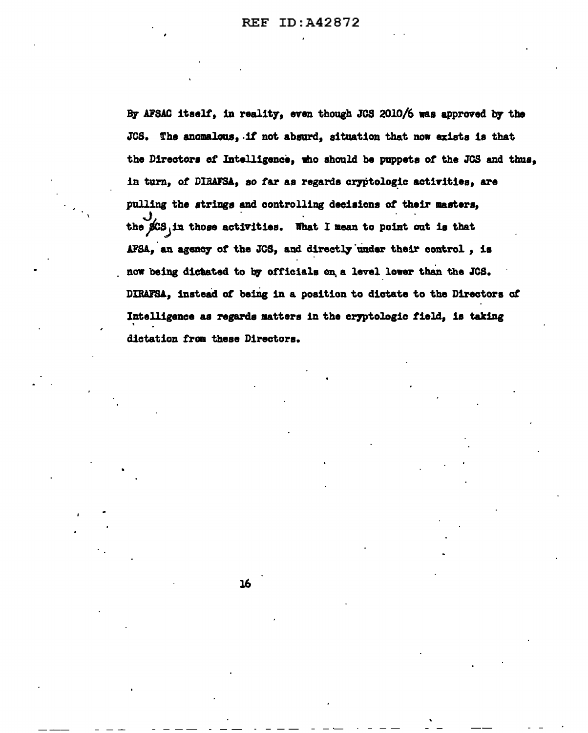By AFSAC itself, in reality, even though JCS 2010/6 was approved by the JCS. The anomalous, if not absurd, situation that now exists is that the Directors of Intelligence, who should be puppets of the JCS and thus, in turn, of DIRAFSA, so far as regards cryptologic activities, are pulling the strings and controlling decisions of their masters, the JCS, in those activities. What I mean to point out is that AFSA, an agency of the JCS, and directly under their control, is now being dictated to by officials on a level lower than the JCS. DIRAFSA, instead of being in a position to dictate to the Directors of Intelligence as regards matters in the cryptologic field, is taking dictation from these Directors.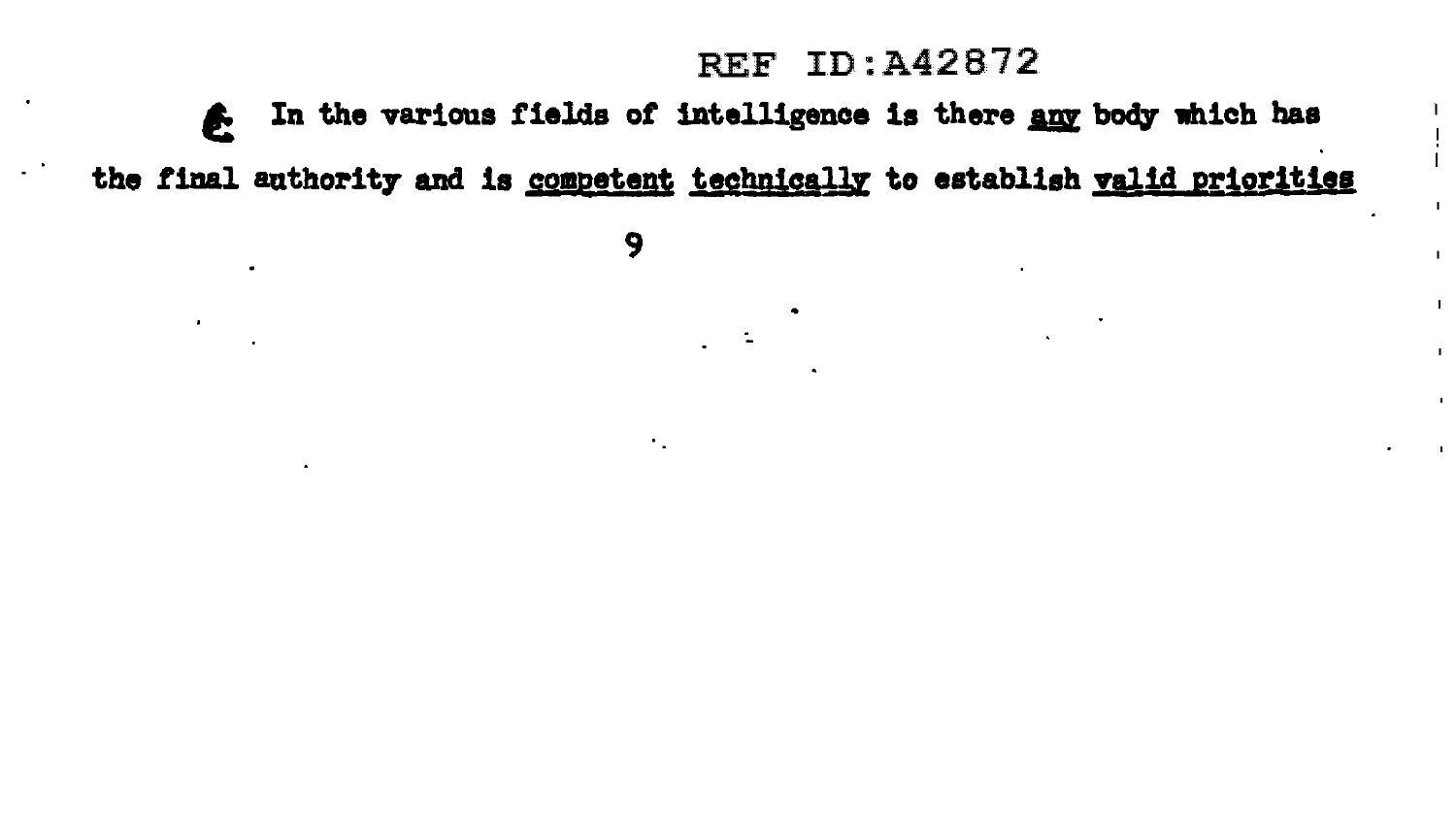e. In the various fields of intelligence is there <u>any</u> body which has the final authority and is <u>competent</u> <u>technically</u> to establish <u>valid priorities</u>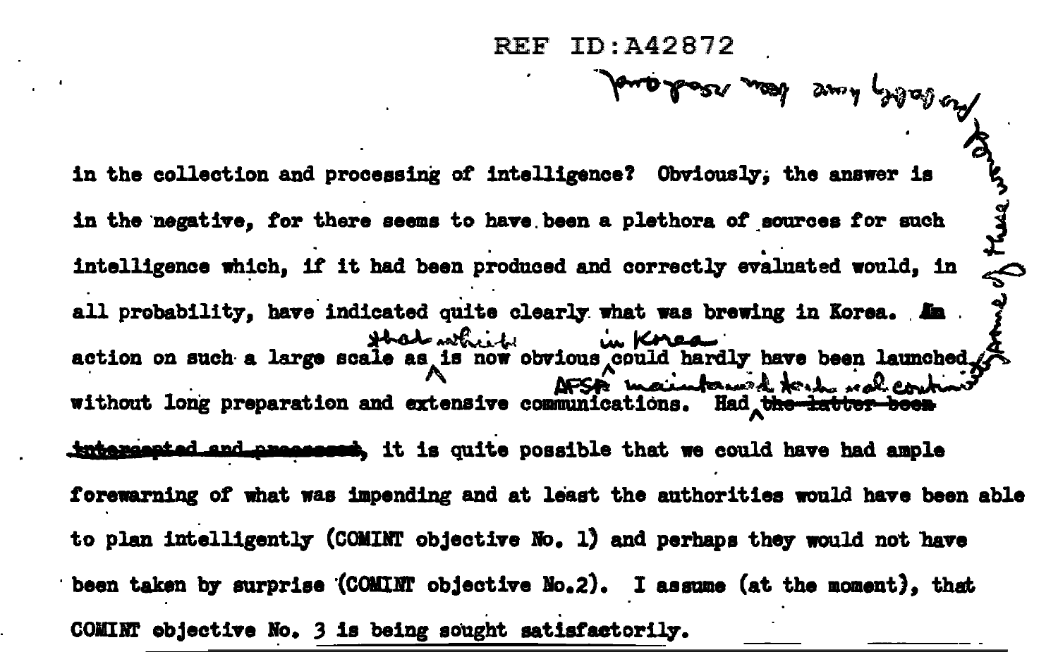REF ID:A42872

in the collection and processing of intelligence? Obviously, the answer is in the negative, for there seems to have been a plethora of sources for such intelligence which, if it had been produced and correctly evaluated would, in all probability, have indicated quite clearly what was brewing in Korea. An action on such a large scale as that which is now obvious in Korea could hardly have been launched without long preparation and extensive communications. Had AFSA maintained ~~the latter been intercepted and processed~~, it is quite possible that we could have had ample forewarning of what was impending and at least the authorities would have been able to plan intelligently (COMINT objective No. 1) and perhaps they would not have been taken by surprise (COMINT objective No.2). I assume (at the moment), that COMINT objective No. 3 is being sought satisfactorily.